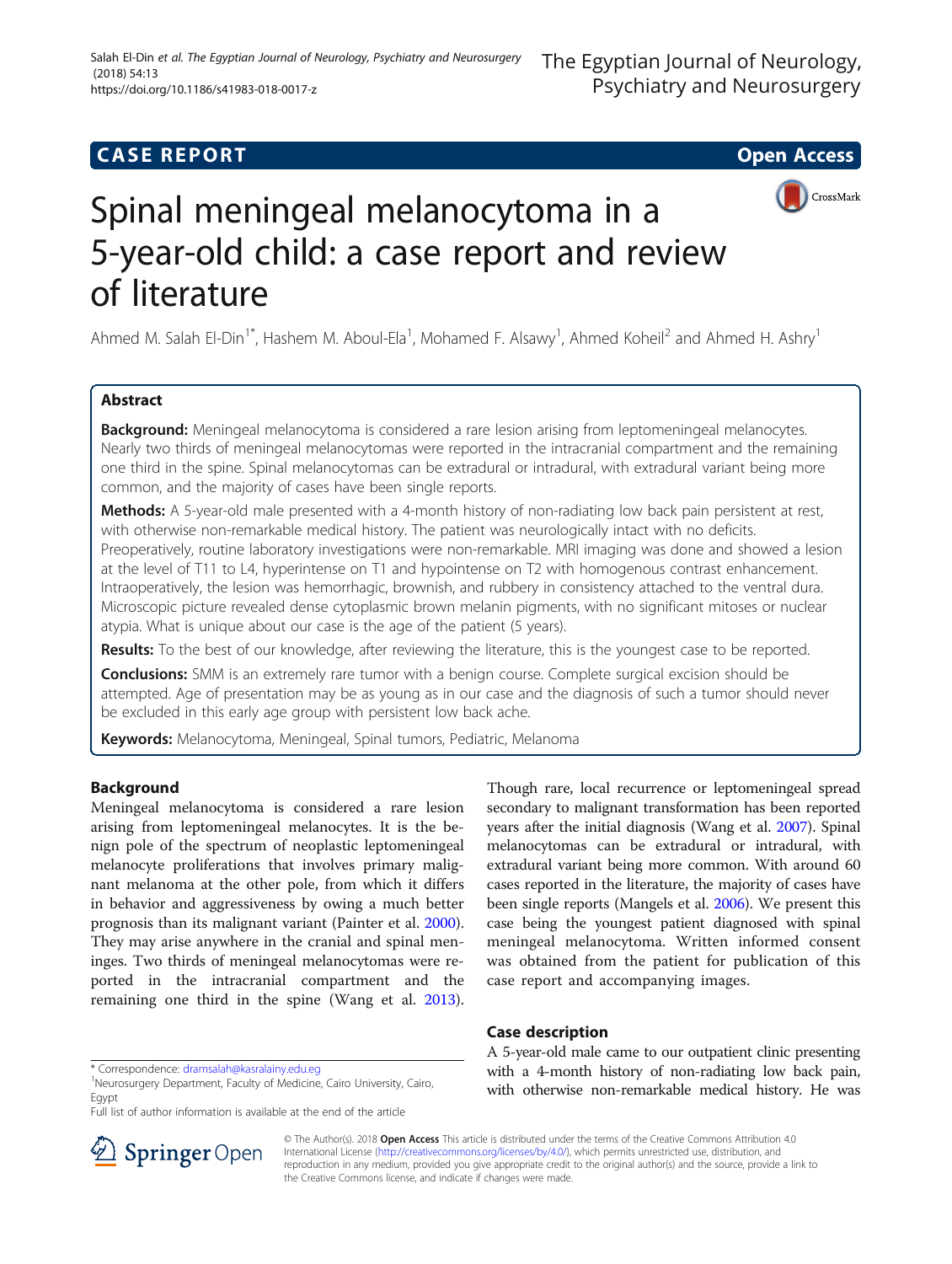CASE REPORT

Open Access

# Spinal meningeal melanocytoma in a 5-year-old child: a case report and review of literature

Ahmed M. Salah El-Din[1*], Hashem M. Aboul-Ela[1], Mohamed F. Alsawy[1], Ahmed Koheil[2] and Ahmed H. Ashry[1]

## Abstract

**Background:** Meningeal melanocytoma is considered a rare lesion arising from leptomeningeal melanocytes. Nearly two thirds of meningeal melanocytomas were reported in the intracranial compartment and the remaining one third in the spine. Spinal melanocytomas can be extradural or intradural, with extradural variant being more common, and the majority of cases have been single reports.

**Methods:** A 5-year-old male presented with a 4-month history of non-radiating low back pain persistent at rest, with otherwise non-remarkable medical history. The patient was neurologically intact with no deficits. Preoperatively, routine laboratory investigations were non-remarkable. MRI imaging was done and showed a lesion at the level of T11 to L4, hyperintense on T1 and hypointense on T2 with homogenous contrast enhancement. Intraoperatively, the lesion was hemorrhagic, brownish, and rubbery in consistency attached to the ventral dura. Microscopic picture revealed dense cytoplasmic brown melanin pigments, with no significant mitoses or nuclear atypia. What is unique about our case is the age of the patient (5 years).

**Results:** To the best of our knowledge, after reviewing the literature, this is the youngest case to be reported.

**Conclusions:** SMM is an extremely rare tumor with a benign course. Complete surgical excision should be attempted. Age of presentation may be as young as in our case and the diagnosis of such a tumor should never be excluded in this early age group with persistent low back ache.

**Keywords:** Melanocytoma, Meningeal, Spinal tumors, Pediatric, Melanoma

## Background

Meningeal melanocytoma is considered a rare lesion arising from leptomeningeal melanocytes. It is the benign pole of the spectrum of neoplastic leptomeningeal melanocyte proliferations that involves primary malignant melanoma at the other pole, from which it differs in behavior and aggressiveness by owing a much better prognosis than its malignant variant (Painter et al. 2000). They may arise anywhere in the cranial and spinal meninges. Two thirds of meningeal melanocytomas were reported in the intracranial compartment and the remaining one third in the spine (Wang et al. 2013). Though rare, local recurrence or leptomeningeal spread secondary to malignant transformation has been reported years after the initial diagnosis (Wang et al. 2007). Spinal melanocytomas can be extradural or intradural, with extradural variant being more common. With around 60 cases reported in the literature, the majority of cases have been single reports (Mangels et al. 2006). We present this case being the youngest patient diagnosed with spinal meningeal melanocytoma. Written informed consent was obtained from the patient for publication of this case report and accompanying images.

## Case description

A 5-year-old male came to our outpatient clinic presenting with a 4-month history of non-radiating low back pain, with otherwise non-remarkable medical history. He was

* Correspondence: dramsalah@kasralainy.edu.eg
[1]Neurosurgery Department, Faculty of Medicine, Cairo University, Cairo, Egypt
Full list of author information is available at the end of the article

© The Author(s). 2018 **Open Access** This article is distributed under the terms of the Creative Commons Attribution 4.0 International License (http://creativecommons.org/licenses/by/4.0/), which permits unrestricted use, distribution, and reproduction in any medium, provided you give appropriate credit to the original author(s) and the source, provide a link to the Creative Commons license, and indicate if changes were made.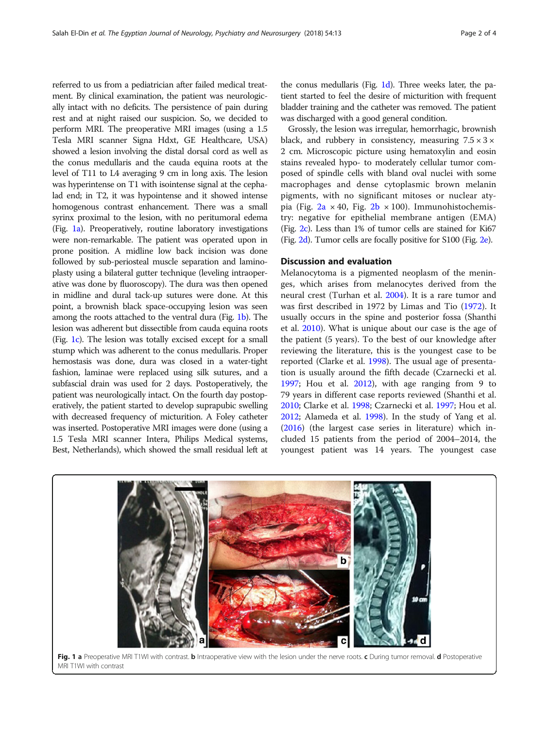referred to us from a pediatrician after failed medical treatment. By clinical examination, the patient was neurologically intact with no deficits. The persistence of pain during rest and at night raised our suspicion. So, we decided to perform MRI. The preoperative MRI images (using a 1.5 Tesla MRI scanner Signa Hdxt, GE Healthcare, USA) showed a lesion involving the distal dorsal cord as well as the conus medullaris and the cauda equina roots at the level of T11 to L4 averaging 9 cm in long axis. The lesion was hyperintense on T1 with isointense signal at the cephalad end; in T2, it was hypointense and it showed intense homogenous contrast enhancement. There was a small syrinx proximal to the lesion, with no peritumoral edema (Fig. 1a). Preoperatively, routine laboratory investigations were non-remarkable. The patient was operated upon in prone position. A midline low back incision was done followed by sub-periosteal muscle separation and laminoplasty using a bilateral gutter technique (leveling intraoperative was done by fluoroscopy). The dura was then opened in midline and dural tack-up sutures were done. At this point, a brownish black space-occupying lesion was seen among the roots attached to the ventral dura (Fig. 1b). The lesion was adherent but dissectible from cauda equina roots (Fig. 1c). The lesion was totally excised except for a small stump which was adherent to the conus medullaris. Proper hemostasis was done, dura was closed in a water-tight fashion, laminae were replaced using silk sutures, and a subfascial drain was used for 2 days. Postoperatively, the patient was neurologically intact. On the fourth day postoperatively, the patient started to develop suprapubic swelling with decreased frequency of micturition. A Foley catheter was inserted. Postoperative MRI images were done (using a 1.5 Tesla MRI scanner Intera, Philips Medical systems, Best, Netherlands), which showed the small residual left at the conus medullaris (Fig. 1d). Three weeks later, the patient started to feel the desire of micturition with frequent bladder training and the catheter was removed. The patient was discharged with a good general condition.

Grossly, the lesion was irregular, hemorrhagic, brownish black, and rubbery in consistency, measuring 7.5 × 3 × 2 cm. Microscopic picture using hematoxylin and eosin stains revealed hypo- to moderately cellular tumor composed of spindle cells with bland oval nuclei with some macrophages and dense cytoplasmic brown melanin pigments, with no significant mitoses or nuclear atypia (Fig. 2a × 40, Fig. 2b × 100). Immunohistochemistry: negative for epithelial membrane antigen (EMA) (Fig. 2c). Less than 1% of tumor cells are stained for Ki67 (Fig. 2d). Tumor cells are focally positive for S100 (Fig. 2e).

## Discussion and evaluation

Melanocytoma is a pigmented neoplasm of the meninges, which arises from melanocytes derived from the neural crest (Turhan et al. 2004). It is a rare tumor and was first described in 1972 by Limas and Tio (1972). It usually occurs in the spine and posterior fossa (Shanthi et al. 2010). What is unique about our case is the age of the patient (5 years). To the best of our knowledge after reviewing the literature, this is the youngest case to be reported (Clarke et al. 1998). The usual age of presentation is usually around the fifth decade (Czarnecki et al. 1997; Hou et al. 2012), with age ranging from 9 to 79 years in different case reports reviewed (Shanthi et al. 2010; Clarke et al. 1998; Czarnecki et al. 1997; Hou et al. 2012; Alameda et al. 1998). In the study of Yang et al. (2016) (the largest case series in literature) which included 15 patients from the period of 2004–2014, the youngest patient was 14 years. The youngest case

**Fig. 1** **a** Preoperative MRI T1WI with contrast. **b** Intraoperative view with the lesion under the nerve roots. **c** During tumor removal. **d** Postoperative MRI T1WI with contrast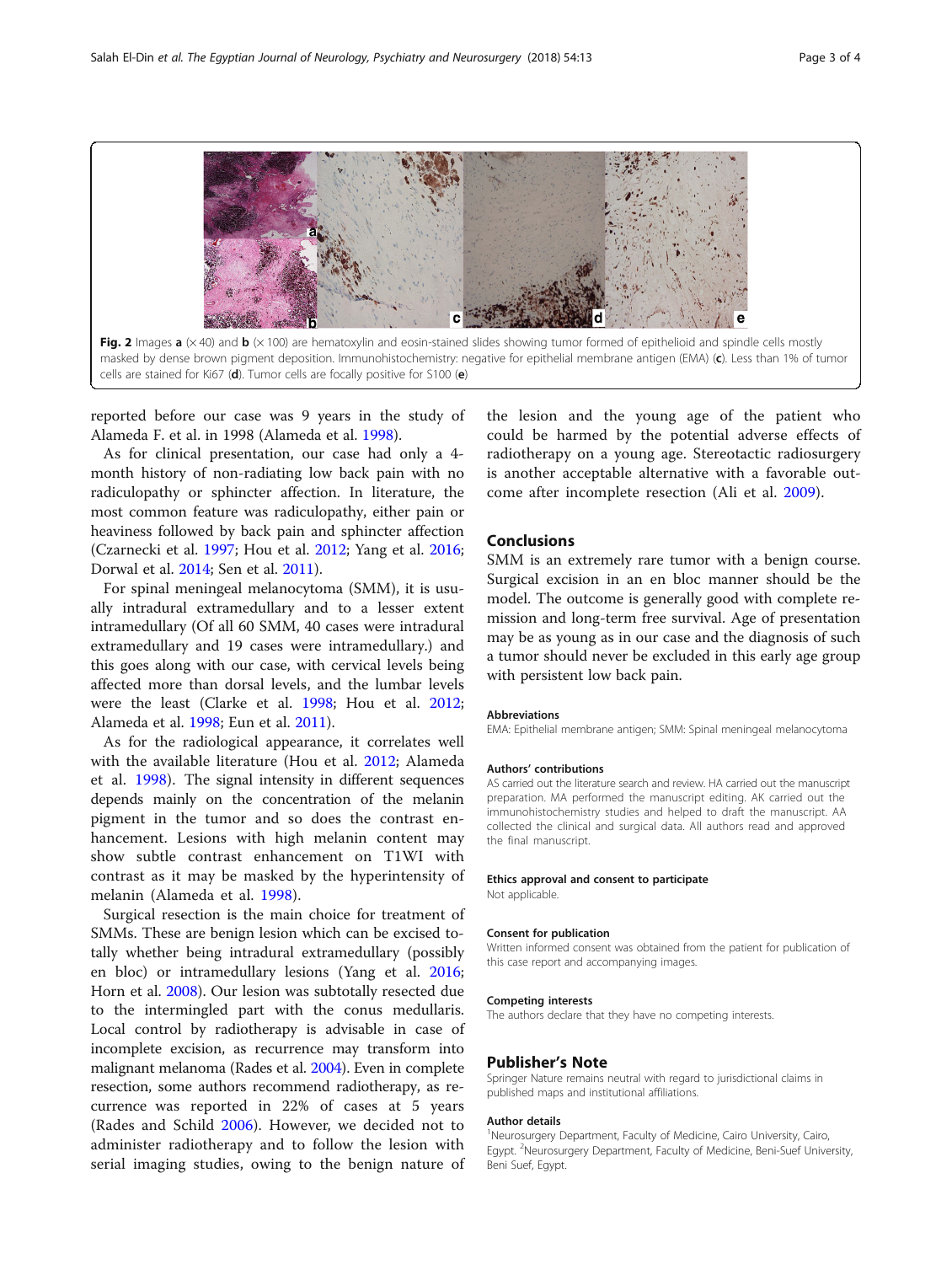**Fig. 2** Images **a** (×40) and **b** (×100) are hematoxylin and eosin-stained slides showing tumor formed of epithelioid and spindle cells mostly masked by dense brown pigment deposition. Immunohistochemistry: negative for epithelial membrane antigen (EMA) (**c**). Less than 1% of tumor cells are stained for Ki67 (**d**). Tumor cells are focally positive for S100 (**e**)

reported before our case was 9 years in the study of Alameda F. et al. in 1998 (Alameda et al. 1998).

As for clinical presentation, our case had only a 4-month history of non-radiating low back pain with no radiculopathy or sphincter affection. In literature, the most common feature was radiculopathy, either pain or heaviness followed by back pain and sphincter affection (Czarnecki et al. 1997; Hou et al. 2012; Yang et al. 2016; Dorwal et al. 2014; Sen et al. 2011).

For spinal meningeal melanocytoma (SMM), it is usually intradural extramedullary and to a lesser extent intramedullary (Of all 60 SMM, 40 cases were intradural extramedullary and 19 cases were intramedullary.) and this goes along with our case, with cervical levels being affected more than dorsal levels, and the lumbar levels were the least (Clarke et al. 1998; Hou et al. 2012; Alameda et al. 1998; Eun et al. 2011).

As for the radiological appearance, it correlates well with the available literature (Hou et al. 2012; Alameda et al. 1998). The signal intensity in different sequences depends mainly on the concentration of the melanin pigment in the tumor and so does the contrast enhancement. Lesions with high melanin content may show subtle contrast enhancement on T1WI with contrast as it may be masked by the hyperintensity of melanin (Alameda et al. 1998).

Surgical resection is the main choice for treatment of SMMs. These are benign lesion which can be excised totally whether being intradural extramedullary (possibly en bloc) or intramedullary lesions (Yang et al. 2016; Horn et al. 2008). Our lesion was subtotally resected due to the intermingled part with the conus medullaris. Local control by radiotherapy is advisable in case of incomplete excision, as recurrence may transform into malignant melanoma (Rades et al. 2004). Even in complete resection, some authors recommend radiotherapy, as recurrence was reported in 22% of cases at 5 years (Rades and Schild 2006). However, we decided not to administer radiotherapy and to follow the lesion with serial imaging studies, owing to the benign nature of the lesion and the young age of the patient who could be harmed by the potential adverse effects of radiotherapy on a young age. Stereotactic radiosurgery is another acceptable alternative with a favorable outcome after incomplete resection (Ali et al. 2009).

## Conclusions

SMM is an extremely rare tumor with a benign course. Surgical excision in an en bloc manner should be the model. The outcome is generally good with complete remission and long-term free survival. Age of presentation may be as young as in our case and the diagnosis of such a tumor should never be excluded in this early age group with persistent low back pain.

### Abbreviations

EMA: Epithelial membrane antigen; SMM: Spinal meningeal melanocytoma

### Authors' contributions

AS carried out the literature search and review. HA carried out the manuscript preparation. MA performed the manuscript editing. AK carried out the immunohistochemistry studies and helped to draft the manuscript. AA collected the clinical and surgical data. All authors read and approved the final manuscript.

### Ethics approval and consent to participate

Not applicable.

### Consent for publication

Written informed consent was obtained from the patient for publication of this case report and accompanying images.

### Competing interests

The authors declare that they have no competing interests.

## Publisher's Note

Springer Nature remains neutral with regard to jurisdictional claims in published maps and institutional affiliations.

### Author details

[1]Neurosurgery Department, Faculty of Medicine, Cairo University, Cairo, Egypt. [2]Neurosurgery Department, Faculty of Medicine, Beni-Suef University, Beni Suef, Egypt.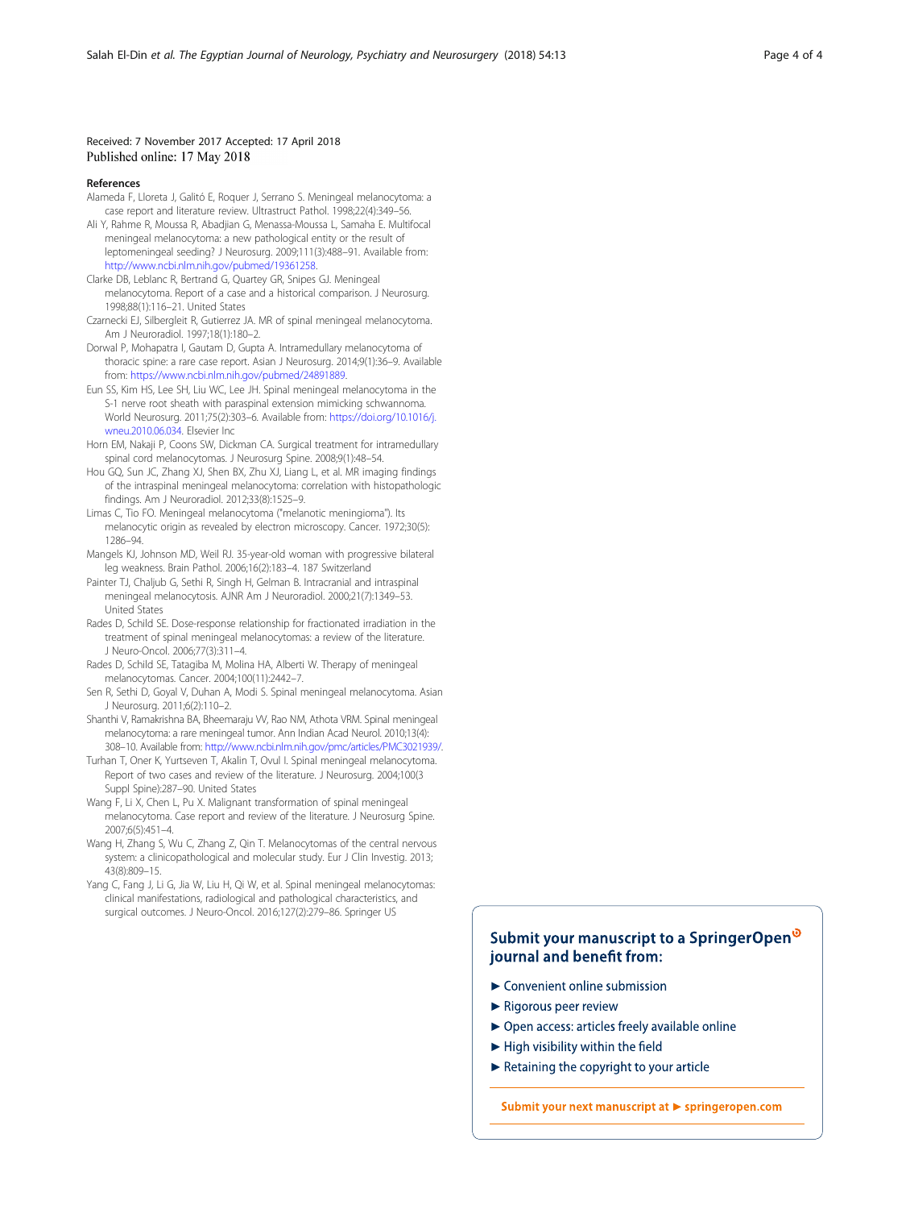Received: 7 November 2017 Accepted: 17 April 2018
Published online: 17 May 2018

## References

Alameda F, Lloreta J, Galitó E, Roquer J, Serrano S. Meningeal melanocytoma: a case report and literature review. Ultrastruct Pathol. 1998;22(4):349–56.

Ali Y, Rahme R, Moussa R, Abadjian G, Menassa-Moussa L, Samaha E. Multifocal meningeal melanocytoma: a new pathological entity or the result of leptomeningeal seeding? J Neurosurg. 2009;111(3):488–91. Available from: http://www.ncbi.nlm.nih.gov/pubmed/19361258.

Clarke DB, Leblanc R, Bertrand G, Quartey GR, Snipes GJ. Meningeal melanocytoma. Report of a case and a historical comparison. J Neurosurg. 1998;88(1):116–21. United States

Czarnecki EJ, Silbergleit R, Gutierrez JA. MR of spinal meningeal melanocytoma. Am J Neuroradiol. 1997;18(1):180–2.

Dorwal P, Mohapatra I, Gautam D, Gupta A. Intramedullary melanocytoma of thoracic spine: a rare case report. Asian J Neurosurg. 2014;9(1):36–9. Available from: https://www.ncbi.nlm.nih.gov/pubmed/24891889.

Eun SS, Kim HS, Lee SH, Liu WC, Lee JH. Spinal meningeal melanocytoma in the S-1 nerve root sheath with paraspinal extension mimicking schwannoma. World Neurosurg. 2011;75(2):303–6. Available from: https://doi.org/10.1016/j.wneu.2010.06.034. Elsevier Inc

Horn EM, Nakaji P, Coons SW, Dickman CA. Surgical treatment for intramedullary spinal cord melanocytomas. J Neurosurg Spine. 2008;9(1):48–54.

Hou GQ, Sun JC, Zhang XJ, Shen BX, Zhu XJ, Liang L, et al. MR imaging findings of the intraspinal meningeal melanocytoma: correlation with histopathologic findings. Am J Neuroradiol. 2012;33(8):1525–9.

Limas C, Tio FO. Meningeal melanocytoma ("melanotic meningioma"). Its melanocytic origin as revealed by electron microscopy. Cancer. 1972;30(5): 1286–94.

Mangels KJ, Johnson MD, Weil RJ. 35-year-old woman with progressive bilateral leg weakness. Brain Pathol. 2006;16(2):183–4. 187 Switzerland

Painter TJ, Chaljub G, Sethi R, Singh H, Gelman B. Intracranial and intraspinal meningeal melanocytosis. AJNR Am J Neuroradiol. 2000;21(7):1349–53. United States

Rades D, Schild SE. Dose-response relationship for fractionated irradiation in the treatment of spinal meningeal melanocytomas: a review of the literature. J Neuro-Oncol. 2006;77(3):311–4.

Rades D, Schild SE, Tatagiba M, Molina HA, Alberti W. Therapy of meningeal melanocytomas. Cancer. 2004;100(11):2442–7.

Sen R, Sethi D, Goyal V, Duhan A, Modi S. Spinal meningeal melanocytoma. Asian J Neurosurg. 2011;6(2):110–2.

Shanthi V, Ramakrishna BA, Bheemaraju VV, Rao NM, Athota VRM. Spinal meningeal melanocytoma: a rare meningeal tumor. Ann Indian Acad Neurol. 2010;13(4): 308–10. Available from: http://www.ncbi.nlm.nih.gov/pmc/articles/PMC3021939/.

Turhan T, Oner K, Yurtseven T, Akalin T, Ovul I. Spinal meningeal melanocytoma. Report of two cases and review of the literature. J Neurosurg. 2004;100(3 Suppl Spine):287–90. United States

Wang F, Li X, Chen L, Pu X. Malignant transformation of spinal meningeal melanocytoma. Case report and review of the literature. J Neurosurg Spine. 2007;6(5):451–4.

Wang H, Zhang S, Wu C, Zhang Z, Qin T. Melanocytomas of the central nervous system: a clinicopathological and molecular study. Eur J Clin Investig. 2013; 43(8):809–15.

Yang C, Fang J, Li G, Jia W, Liu H, Qi W, et al. Spinal meningeal melanocytomas: clinical manifestations, radiological and pathological characteristics, and surgical outcomes. J Neuro-Oncol. 2016;127(2):279–86. Springer US

**Submit your manuscript to a SpringerOpen journal and benefit from:**

- ► Convenient online submission
- ► Rigorous peer review
- ► Open access: articles freely available online
- ► High visibility within the field
- ► Retaining the copyright to your article

**Submit your next manuscript at ► springeropen.com**